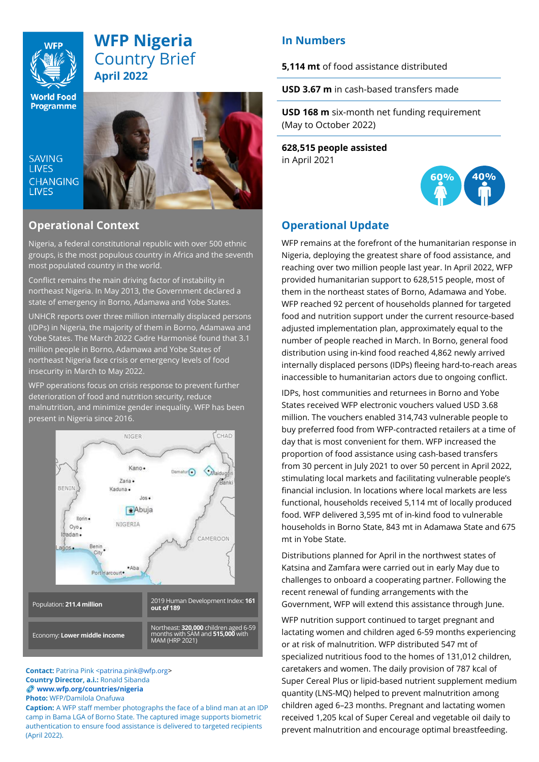# WFP Nigeria
## Country Brief
### April 2022

World Food Programme

SAVING LIVES CHANGING LIVES

## Operational Context

Nigeria, a federal constitutional republic with over 500 ethnic groups, is the most populous country in Africa and the seventh most populated country in the world.

Conflict remains the main driving factor of instability in northeast Nigeria. In May 2013, the Government declared a state of emergency in Borno, Adamawa and Yobe States.

UNHCR reports over three million internally displaced persons (IDPs) in Nigeria, the majority of them in Borno, Adamawa and Yobe States. The March 2022 Cadre Harmonisé found that 3.1 million people in Borno, Adamawa and Yobe States of northeast Nigeria face crisis or emergency levels of food insecurity in March to May 2022.

WFP operations focus on crisis response to prevent further deterioration of food and nutrition security, reduce malnutrition, and minimize gender inequality. WFP has been present in Nigeria since 2016.

| | |
|---|---|
| Population: **211.4 million** | 2019 Human Development Index: **161 out of 189** |
| Economy: **Lower middle income** | Northeast: **320,000** children aged 6-59 months with SAM and **515,000** with MAM (HRP 2021) |

**Contact:** Patrina Pink <patrina.pink@wfp.org>
**Country Director, a.i.:** Ronald Sibanda
**www.wfp.org/countries/nigeria**
**Photo:** WFP/Damilola Onafuwa
**Caption:** A WFP staff member photographs the face of a blind man at an IDP camp in Bama LGA of Borno State. The captured image supports biometric authentication to ensure food assistance is delivered to targeted recipients (April 2022).

## In Numbers

**5,114 mt** of food assistance distributed

**USD 3.67 m** in cash-based transfers made

**USD 168 m** six-month net funding requirement (May to October 2022)

**628,515 people assisted** in April 2021

60% 40%

## Operational Update

WFP remains at the forefront of the humanitarian response in Nigeria, deploying the greatest share of food assistance, and reaching over two million people last year. In April 2022, WFP provided humanitarian support to 628,515 people, most of them in the northeast states of Borno, Adamawa and Yobe. WFP reached 92 percent of households planned for targeted food and nutrition support under the current resource-based adjusted implementation plan, approximately equal to the number of people reached in March. In Borno, general food distribution using in-kind food reached 4,862 newly arrived internally displaced persons (IDPs) fleeing hard-to-reach areas inaccessible to humanitarian actors due to ongoing conflict.

IDPs, host communities and returnees in Borno and Yobe States received WFP electronic vouchers valued USD 3.68 million. The vouchers enabled 314,743 vulnerable people to buy preferred food from WFP-contracted retailers at a time of day that is most convenient for them. WFP increased the proportion of food assistance using cash-based transfers from 30 percent in July 2021 to over 50 percent in April 2022, stimulating local markets and facilitating vulnerable people's financial inclusion. In locations where local markets are less functional, households received 5,114 mt of locally produced food. WFP delivered 3,595 mt of in-kind food to vulnerable households in Borno State, 843 mt in Adamawa State and 675 mt in Yobe State.

Distributions planned for April in the northwest states of Katsina and Zamfara were carried out in early May due to challenges to onboard a cooperating partner. Following the recent renewal of funding arrangements with the Government, WFP will extend this assistance through June.

WFP nutrition support continued to target pregnant and lactating women and children aged 6-59 months experiencing or at risk of malnutrition. WFP distributed 547 mt of specialized nutritious food to the homes of 131,012 children, caretakers and women. The daily provision of 787 kcal of Super Cereal Plus or lipid-based nutrient supplement medium quantity (LNS-MQ) helped to prevent malnutrition among children aged 6–23 months. Pregnant and lactating women received 1,205 kcal of Super Cereal and vegetable oil daily to prevent malnutrition and encourage optimal breastfeeding.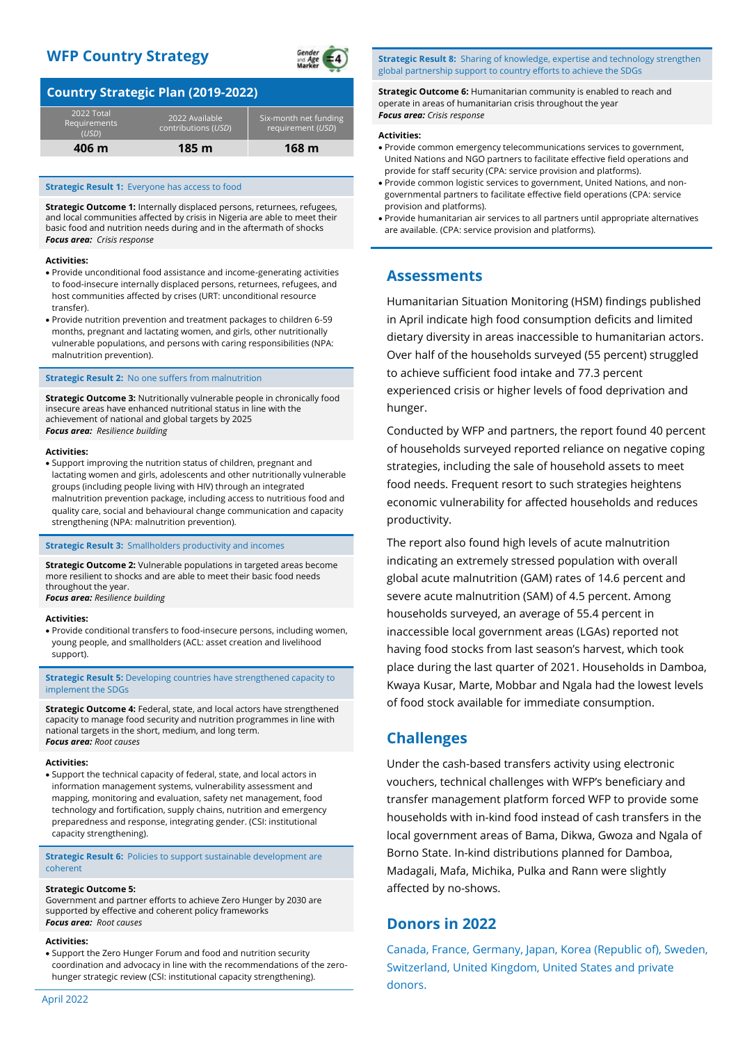## WFP Country Strategy

Gender and Age Marker 4

### Country Strategic Plan (2019-2022)

| 2022 Total Requirements (USD) | 2022 Available contributions (USD) | Six-month net funding requirement (USD) |
|---|---|---|
| 406 m | 185 m | 168 m |

**Strategic Result 1:** Everyone has access to food

**Strategic Outcome 1:** Internally displaced persons, returnees, refugees, and local communities affected by crisis in Nigeria are able to meet their basic food and nutrition needs during and in the aftermath of shocks
***Focus area:*** *Crisis response*

**Activities:**
- Provide unconditional food assistance and income-generating activities to food-insecure internally displaced persons, returnees, refugees, and host communities affected by crises (URT: unconditional resource transfer).
- Provide nutrition prevention and treatment packages to children 6-59 months, pregnant and lactating women, and girls, other nutritionally vulnerable populations, and persons with caring responsibilities (NPA: malnutrition prevention).

**Strategic Result 2:** No one suffers from malnutrition

**Strategic Outcome 3:** Nutritionally vulnerable people in chronically food insecure areas have enhanced nutritional status in line with the achievement of national and global targets by 2025
***Focus area:*** *Resilience building*

**Activities:**
- Support improving the nutrition status of children, pregnant and lactating women and girls, adolescents and other nutritionally vulnerable groups (including people living with HIV) through an integrated malnutrition prevention package, including access to nutritious food and quality care, social and behavioural change communication and capacity strengthening (NPA: malnutrition prevention).

**Strategic Result 3:** Smallholders productivity and incomes

**Strategic Outcome 2:** Vulnerable populations in targeted areas become more resilient to shocks and are able to meet their basic food needs throughout the year.
***Focus area:*** *Resilience building*

**Activities:**
- Provide conditional transfers to food-insecure persons, including women, young people, and smallholders (ACL: asset creation and livelihood support).

**Strategic Result 5:** Developing countries have strengthened capacity to implement the SDGs

**Strategic Outcome 4:** Federal, state, and local actors have strengthened capacity to manage food security and nutrition programmes in line with national targets in the short, medium, and long term.
***Focus area:*** *Root causes*

**Activities:**
- Support the technical capacity of federal, state, and local actors in information management systems, vulnerability assessment and mapping, monitoring and evaluation, safety net management, food technology and fortification, supply chains, nutrition and emergency preparedness and response, integrating gender. (CSI: institutional capacity strengthening).

**Strategic Result 6:** Policies to support sustainable development are coherent

**Strategic Outcome 5:**
Government and partner efforts to achieve Zero Hunger by 2030 are supported by effective and coherent policy frameworks
***Focus area:*** *Root causes*

**Activities:**
- Support the Zero Hunger Forum and food and nutrition security coordination and advocacy in line with the recommendations of the zero-hunger strategic review (CSI: institutional capacity strengthening).

**Strategic Result 8:** Sharing of knowledge, expertise and technology strengthen global partnership support to country efforts to achieve the SDGs

**Strategic Outcome 6:** Humanitarian community is enabled to reach and operate in areas of humanitarian crisis throughout the year
***Focus area:*** *Crisis response*

**Activities:**
- Provide common emergency telecommunications services to government, United Nations and NGO partners to facilitate effective field operations and provide for staff security (CPA: service provision and platforms).
- Provide common logistic services to government, United Nations, and non-governmental partners to facilitate effective field operations (CPA: service provision and platforms).
- Provide humanitarian air services to all partners until appropriate alternatives are available. (CPA: service provision and platforms).

## Assessments

Humanitarian Situation Monitoring (HSM) findings published in April indicate high food consumption deficits and limited dietary diversity in areas inaccessible to humanitarian actors. Over half of the households surveyed (55 percent) struggled to achieve sufficient food intake and 77.3 percent experienced crisis or higher levels of food deprivation and hunger.

Conducted by WFP and partners, the report found 40 percent of households surveyed reported reliance on negative coping strategies, including the sale of household assets to meet food needs. Frequent resort to such strategies heightens economic vulnerability for affected households and reduces productivity.

The report also found high levels of acute malnutrition indicating an extremely stressed population with overall global acute malnutrition (GAM) rates of 14.6 percent and severe acute malnutrition (SAM) of 4.5 percent. Among households surveyed, an average of 55.4 percent in inaccessible local government areas (LGAs) reported not having food stocks from last season's harvest, which took place during the last quarter of 2021. Households in Damboa, Kwaya Kusar, Marte, Mobbar and Ngala had the lowest levels of food stock available for immediate consumption.

## Challenges

Under the cash-based transfers activity using electronic vouchers, technical challenges with WFP's beneficiary and transfer management platform forced WFP to provide some households with in-kind food instead of cash transfers in the local government areas of Bama, Dikwa, Gwoza and Ngala of Borno State. In-kind distributions planned for Damboa, Madagali, Mafa, Michika, Pulka and Rann were slightly affected by no-shows.

## Donors in 2022

Canada, France, Germany, Japan, Korea (Republic of), Sweden, Switzerland, United Kingdom, United States and private donors.